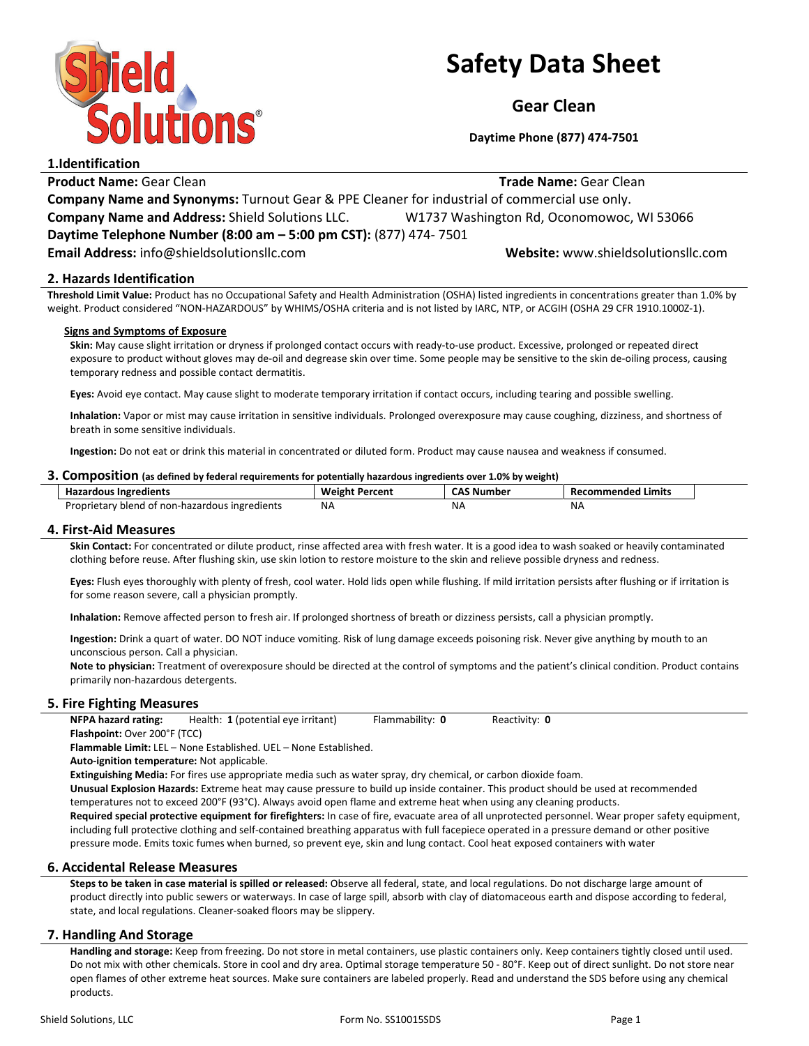# Safety Data Sheet

## Gear Clean

**Daytime Phone (877) 474-7501**

## 1.Identification

**Product Name:** Gear Clean **Trade Name:** Gear Clean

**Company Name and Synonyms:** Turnout Gear & PPE Cleaner for industrial of commercial use only.

**Company Name and Address:** Shield Solutions LLC. W1737 Washington Rd, Oconomowoc, WI 53066

**Daytime Telephone Number (8:00 am – 5:00 pm CST):** (877) 474- 7501

**Email Address:** info@shieldsolutionsllc.com **Website:** www.shieldsolutionsllc.com

## 2. Hazards Identification

**Threshold Limit Value:** Product has no Occupational Safety and Health Administration (OSHA) listed ingredients in concentrations greater than 1.0% by weight. Product considered "NON-HAZARDOUS" by WHIMS/OSHA criteria and is not listed by IARC, NTP, or ACGIH (OSHA 29 CFR 1910.1000Z-1).

**Signs and Symptoms of Exposure**

**Skin:** May cause slight irritation or dryness if prolonged contact occurs with ready-to-use product. Excessive, prolonged or repeated direct exposure to product without gloves may de-oil and degrease skin over time. Some people may be sensitive to the skin de-oiling process, causing temporary redness and possible contact dermatitis.

**Eyes:** Avoid eye contact. May cause slight to moderate temporary irritation if contact occurs, including tearing and possible swelling.

**Inhalation:** Vapor or mist may cause irritation in sensitive individuals. Prolonged overexposure may cause coughing, dizziness, and shortness of breath in some sensitive individuals.

**Ingestion:** Do not eat or drink this material in concentrated or diluted form. Product may cause nausea and weakness if consumed.

## 3. Composition (as defined by federal requirements for potentially hazardous ingredients over 1.0% by weight)

| Hazardous Ingredients | Weight Percent | CAS Number | Recommended Limits |
|---|---|---|---|
| Proprietary blend of non-hazardous ingredients | NA | NA | NA |

## 4. First-Aid Measures

**Skin Contact:** For concentrated or dilute product, rinse affected area with fresh water. It is a good idea to wash soaked or heavily contaminated clothing before reuse. After flushing skin, use skin lotion to restore moisture to the skin and relieve possible dryness and redness.

**Eyes:** Flush eyes thoroughly with plenty of fresh, cool water. Hold lids open while flushing. If mild irritation persists after flushing or if irritation is for some reason severe, call a physician promptly.

**Inhalation:** Remove affected person to fresh air. If prolonged shortness of breath or dizziness persists, call a physician promptly.

**Ingestion:** Drink a quart of water. DO NOT induce vomiting. Risk of lung damage exceeds poisoning risk. Never give anything by mouth to an unconscious person. Call a physician.

**Note to physician:** Treatment of overexposure should be directed at the control of symptoms and the patient's clinical condition. Product contains primarily non-hazardous detergents.

## 5. Fire Fighting Measures

**NFPA hazard rating:** Health: **1** (potential eye irritant) Flammability: **0** Reactivity: **0**

**Flashpoint:** Over 200°F (TCC)

**Flammable Limit:** LEL – None Established. UEL – None Established.

**Auto-ignition temperature:** Not applicable.

**Extinguishing Media:** For fires use appropriate media such as water spray, dry chemical, or carbon dioxide foam.

**Unusual Explosion Hazards:** Extreme heat may cause pressure to build up inside container. This product should be used at recommended temperatures not to exceed 200°F (93°C). Always avoid open flame and extreme heat when using any cleaning products.

**Required special protective equipment for firefighters:** In case of fire, evacuate area of all unprotected personnel. Wear proper safety equipment, including full protective clothing and self-contained breathing apparatus with full facepiece operated in a pressure demand or other positive pressure mode. Emits toxic fumes when burned, so prevent eye, skin and lung contact. Cool heat exposed containers with water

## 6. Accidental Release Measures

**Steps to be taken in case material is spilled or released:** Observe all federal, state, and local regulations. Do not discharge large amount of product directly into public sewers or waterways. In case of large spill, absorb with clay of diatomaceous earth and dispose according to federal, state, and local regulations. Cleaner-soaked floors may be slippery.

## 7. Handling And Storage

**Handling and storage:** Keep from freezing. Do not store in metal containers, use plastic containers only. Keep containers tightly closed until used. Do not mix with other chemicals. Store in cool and dry area. Optimal storage temperature 50 - 80°F. Keep out of direct sunlight. Do not store near open flames of other extreme heat sources. Make sure containers are labeled properly. Read and understand the SDS before using any chemical products.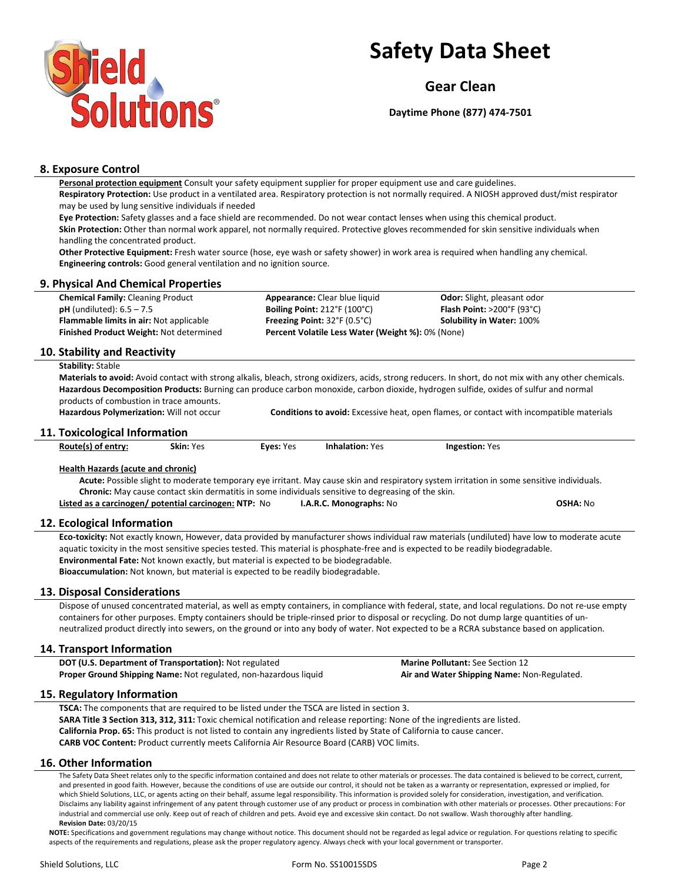# Safety Data Sheet

## Gear Clean

**Daytime Phone (877) 474-7501**

## 8. Exposure Control

**Personal protection equipment** Consult your safety equipment supplier for proper equipment use and care guidelines.

**Respiratory Protection:** Use product in a ventilated area. Respiratory protection is not normally required. A NIOSH approved dust/mist respirator may be used by lung sensitive individuals if needed

**Eye Protection:** Safety glasses and a face shield are recommended. Do not wear contact lenses when using this chemical product.

**Skin Protection:** Other than normal work apparel, not normally required. Protective gloves recommended for skin sensitive individuals when handling the concentrated product.

**Other Protective Equipment:** Fresh water source (hose, eye wash or safety shower) in work area is required when handling any chemical.

**Engineering controls:** Good general ventilation and no ignition source.

## 9. Physical And Chemical Properties

| | | |
|---|---|---|
| **Chemical Family:** Cleaning Product | **Appearance:** Clear blue liquid | **Odor:** Slight, pleasant odor |
| **pH** (undiluted): 6.5 – 7.5 | **Boiling Point:** 212°F (100°C) | **Flash Point:** >200°F (93°C) |
| **Flammable limits in air:** Not applicable | **Freezing Point:** 32°F (0.5°C) | **Solubility in Water:** 100% |
| **Finished Product Weight:** Not determined | **Percent Volatile Less Water (Weight %):** 0% (None) | |

## 10. Stability and Reactivity

**Stability:** Stable

**Materials to avoid:** Avoid contact with strong alkalis, bleach, strong oxidizers, acids, strong reducers. In short, do not mix with any other chemicals.

**Hazardous Decomposition Products:** Burning can produce carbon monoxide, carbon dioxide, hydrogen sulfide, oxides of sulfur and normal products of combustion in trace amounts.

**Hazardous Polymerization:** Will not occur **Conditions to avoid:** Excessive heat, open flames, or contact with incompatible materials

## 11. Toxicological Information

**Route(s) of entry:** **Skin:** Yes **Eyes:** Yes **Inhalation:** Yes **Ingestion:** Yes

**Health Hazards (acute and chronic)**

**Acute:** Possible slight to moderate temporary eye irritant. May cause skin and respiratory system irritation in some sensitive individuals.

**Chronic:** May cause contact skin dermatitis in some individuals sensitive to degreasing of the skin.

**Listed as a carcinogen/ potential carcinogen:** **NTP:** No **I.A.R.C. Monographs:** No **OSHA:** No

## 12. Ecological Information

**Eco-toxicity:** Not exactly known, However, data provided by manufacturer shows individual raw materials (undiluted) have low to moderate acute aquatic toxicity in the most sensitive species tested. This material is phosphate-free and is expected to be readily biodegradable.

**Environmental Fate:** Not known exactly, but material is expected to be biodegradable.

**Bioaccumulation:** Not known, but material is expected to be readily biodegradable.

## 13. Disposal Considerations

Dispose of unused concentrated material, as well as empty containers, in compliance with federal, state, and local regulations. Do not re-use empty containers for other purposes. Empty containers should be triple-rinsed prior to disposal or recycling. Do not dump large quantities of un-neutralized product directly into sewers, on the ground or into any body of water. Not expected to be a RCRA substance based on application.

## 14. Transport Information

**DOT (U.S. Department of Transportation):** Not regulated

**Proper Ground Shipping Name:** Not regulated, non-hazardous liquid

**Marine Pollutant:** See Section 12

**Air and Water Shipping Name:** Non-Regulated.

## 15. Regulatory Information

**TSCA:** The components that are required to be listed under the TSCA are listed in section 3.

**SARA Title 3 Section 313, 312, 311:** Toxic chemical notification and release reporting: None of the ingredients are listed.

**California Prop. 65:** This product is not listed to contain any ingredients listed by State of California to cause cancer.

**CARB VOC Content:** Product currently meets California Air Resource Board (CARB) VOC limits.

## 16. Other Information

The Safety Data Sheet relates only to the specific information contained and does not relate to other materials or processes. The data contained is believed to be correct, current, and presented in good faith. However, because the conditions of use are outside our control, it should not be taken as a warranty or representation, expressed or implied, for which Shield Solutions, LLC, or agents acting on their behalf, assume legal responsibility. This information is provided solely for consideration, investigation, and verification. Disclaims any liability against infringement of any patent through customer use of any product or process in combination with other materials or processes. Other precautions: For industrial and commercial use only. Keep out of reach of children and pets. Avoid eye and excessive skin contact. Do not swallow. Wash thoroughly after handling.

**Revision Date:** 03/20/15

**NOTE:** Specifications and government regulations may change without notice. This document should not be regarded as legal advice or regulation. For questions relating to specific aspects of the requirements and regulations, please ask the proper regulatory agency. Always check with your local government or transporter.

Shield Solutions, LLC Form No. SS10015SDS